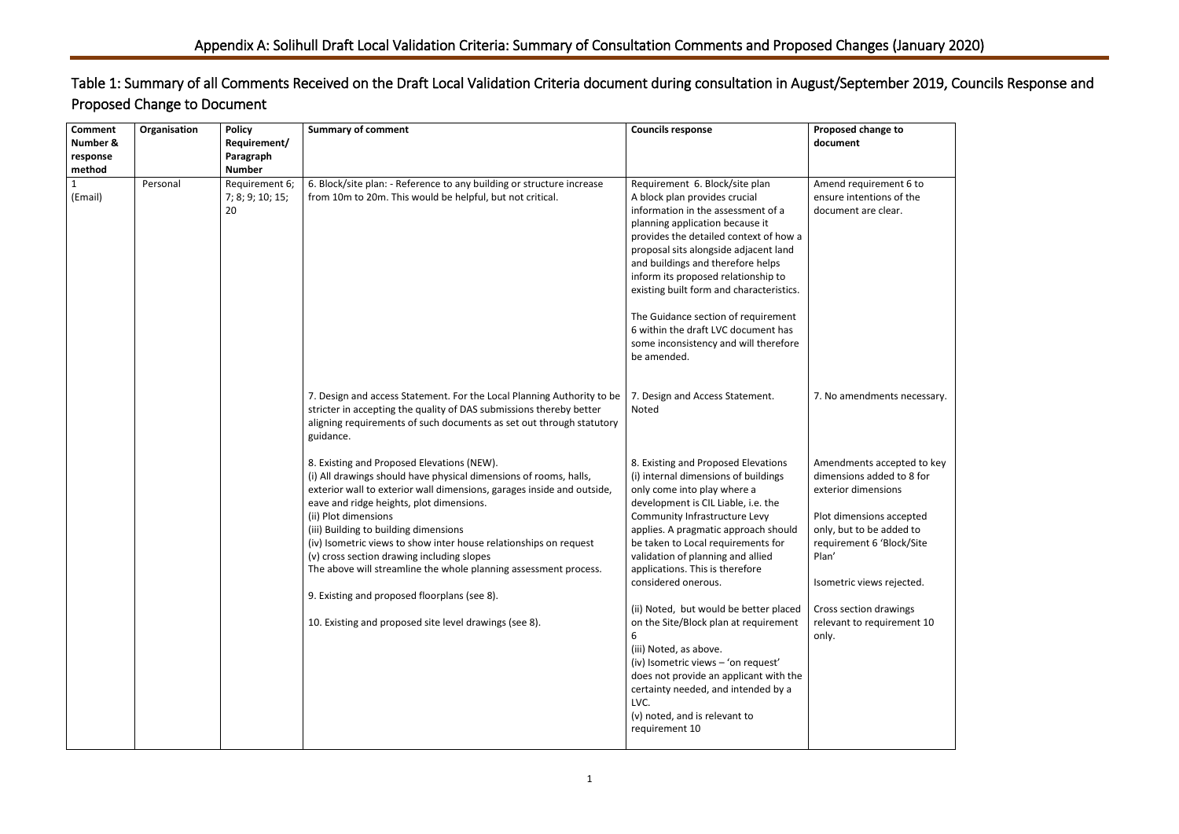# Appendix A: Solihull Draft Local Validation Criteria: Summary of Consultation Comments and Proposed Changes (January 2020)

## Table 1: Summary of all Comments Received on the Draft Local Validation Criteria document during consultation in August/September 2019, Councils Response and Proposed Change to Document

| Comment Number & response method | Organisation | Policy Requirement/ Paragraph Number | Summary of comment | Councils response | Proposed change to document |
|---|---|---|---|---|---|
| 1 (Email) | Personal | Requirement 6; 7; 8; 9; 10; 15; 20 | 6. Block/site plan: - Reference to any building or structure increase from 10m to 20m. This would be helpful, but not critical. | Requirement 6. Block/site plan<br>A block plan provides crucial information in the assessment of a planning application because it provides the detailed context of how a proposal sits alongside adjacent land and buildings and therefore helps inform its proposed relationship to existing built form and characteristics.<br><br>The Guidance section of requirement 6 within the draft LVC document has some inconsistency and will therefore be amended. | Amend requirement 6 to ensure intentions of the document are clear. |
| | | | 7. Design and access Statement. For the Local Planning Authority to be stricter in accepting the quality of DAS submissions thereby better aligning requirements of such documents as set out through statutory guidance. | 7. Design and Access Statement. Noted | 7. No amendments necessary. |
| | | | 8. Existing and Proposed Elevations (NEW).<br>(i) All drawings should have physical dimensions of rooms, halls, exterior wall to exterior wall dimensions, garages inside and outside, eave and ridge heights, plot dimensions.<br>(ii) Plot dimensions<br>(iii) Building to building dimensions<br>(iv) Isometric views to show inter house relationships on request<br>(v) cross section drawing including slopes<br>The above will streamline the whole planning assessment process.<br><br>9. Existing and proposed floorplans (see 8).<br><br>10. Existing and proposed site level drawings (see 8). | 8. Existing and Proposed Elevations<br>(i) internal dimensions of buildings only come into play where a development is CIL Liable, i.e. the Community Infrastructure Levy applies. A pragmatic approach should be taken to Local requirements for validation of planning and allied applications. This is therefore considered onerous.<br><br>(ii) Noted, but would be better placed on the Site/Block plan at requirement 6<br>(iii) Noted, as above.<br>(iv) Isometric views – 'on request' does not provide an applicant with the certainty needed, and intended by a LVC.<br>(v) noted, and is relevant to requirement 10 | Amendments accepted to key dimensions added to 8 for exterior dimensions<br><br>Plot dimensions accepted only, but to be added to requirement 6 'Block/Site Plan'<br><br>Isometric views rejected.<br><br>Cross section drawings relevant to requirement 10 only. |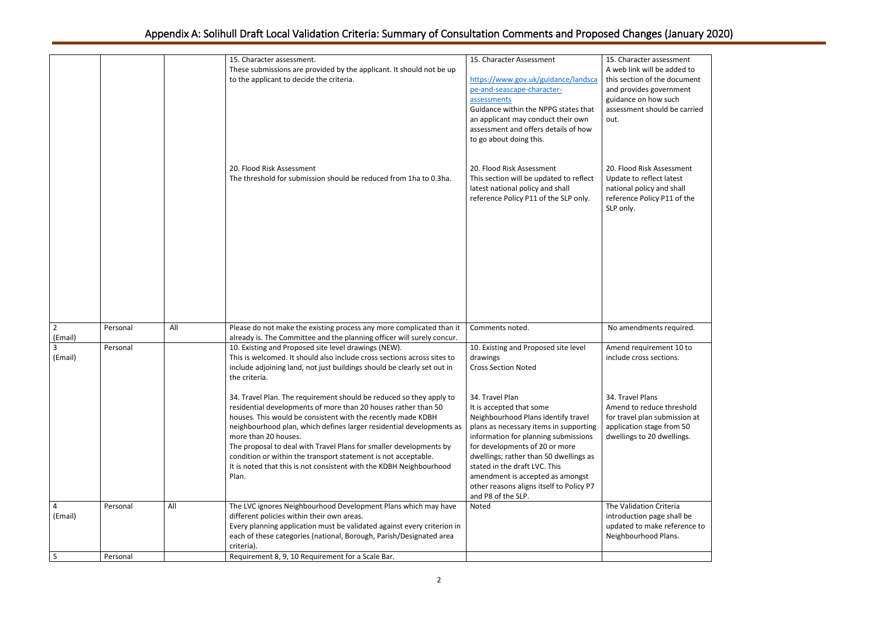# Appendix A: Solihull Draft Local Validation Criteria: Summary of Consultation Comments and Proposed Changes (January 2020)

| | | | | | |
|---|---|---|---|---|---|
| | | | 15. Character assessment.<br>These submissions are provided by the applicant. It should not be up to the applicant to decide the criteria.<br><br>20. Flood Risk Assessment<br>The threshold for submission should be reduced from 1ha to 0.3ha. | 15. Character Assessment<br><br>https://www.gov.uk/guidance/landscape-and-seascape-character-assessments<br>Guidance within the NPPG states that an applicant may conduct their own assessment and offers details of how to go about doing this.<br><br>20. Flood Risk Assessment<br>This section will be updated to reflect latest national policy and shall reference Policy P11 of the SLP only. | 15. Character assessment<br>A web link will be added to this section of the document and provides government guidance on how such assessment should be carried out.<br><br>20. Flood Risk Assessment<br>Update to reflect latest national policy and shall reference Policy P11 of the SLP only. |
| 2 (Email) | Personal | All | Please do not make the existing process any more complicated than it already is. The Committee and the planning officer will surely concur. | Comments noted. | No amendments required. |
| 3 (Email) | Personal | | 10. Existing and Proposed site level drawings (NEW).<br>This is welcomed. It should also include cross sections across sites to include adjoining land, not just buildings should be clearly set out in the criteria.<br><br>34. Travel Plan. The requirement should be reduced so they apply to residential developments of more than 20 houses rather than 50 houses. This would be consistent with the recently made KDBH neighbourhood plan, which defines larger residential developments as more than 20 houses.<br>The proposal to deal with Travel Plans for smaller developments by condition or within the transport statement is not acceptable.<br>It is noted that this is not consistent with the KDBH Neighbourhood Plan. | 10. Existing and Proposed site level drawings<br>Cross Section Noted<br><br>34. Travel Plan<br>It is accepted that some Neighbourhood Plans identify travel plans as necessary items in supporting information for planning submissions for developments of 20 or more dwellings; rather than 50 dwellings as stated in the draft LVC. This amendment is accepted as amongst other reasons aligns itself to Policy P7 and P8 of the SLP. | Amend requirement 10 to include cross sections.<br><br>34. Travel Plans<br>Amend to reduce threshold for travel plan submission at application stage from 50 dwellings to 20 dwellings. |
| 4 (Email) | Personal | All | The LVC ignores Neighbourhood Development Plans which may have different policies within their own areas.<br>Every planning application must be validated against every criterion in each of these categories (national, Borough, Parish/Designated area criteria). | Noted | The Validation Criteria introduction page shall be updated to make reference to Neighbourhood Plans. |
| 5 | Personal | | Requirement 8, 9, 10 Requirement for a Scale Bar. | | |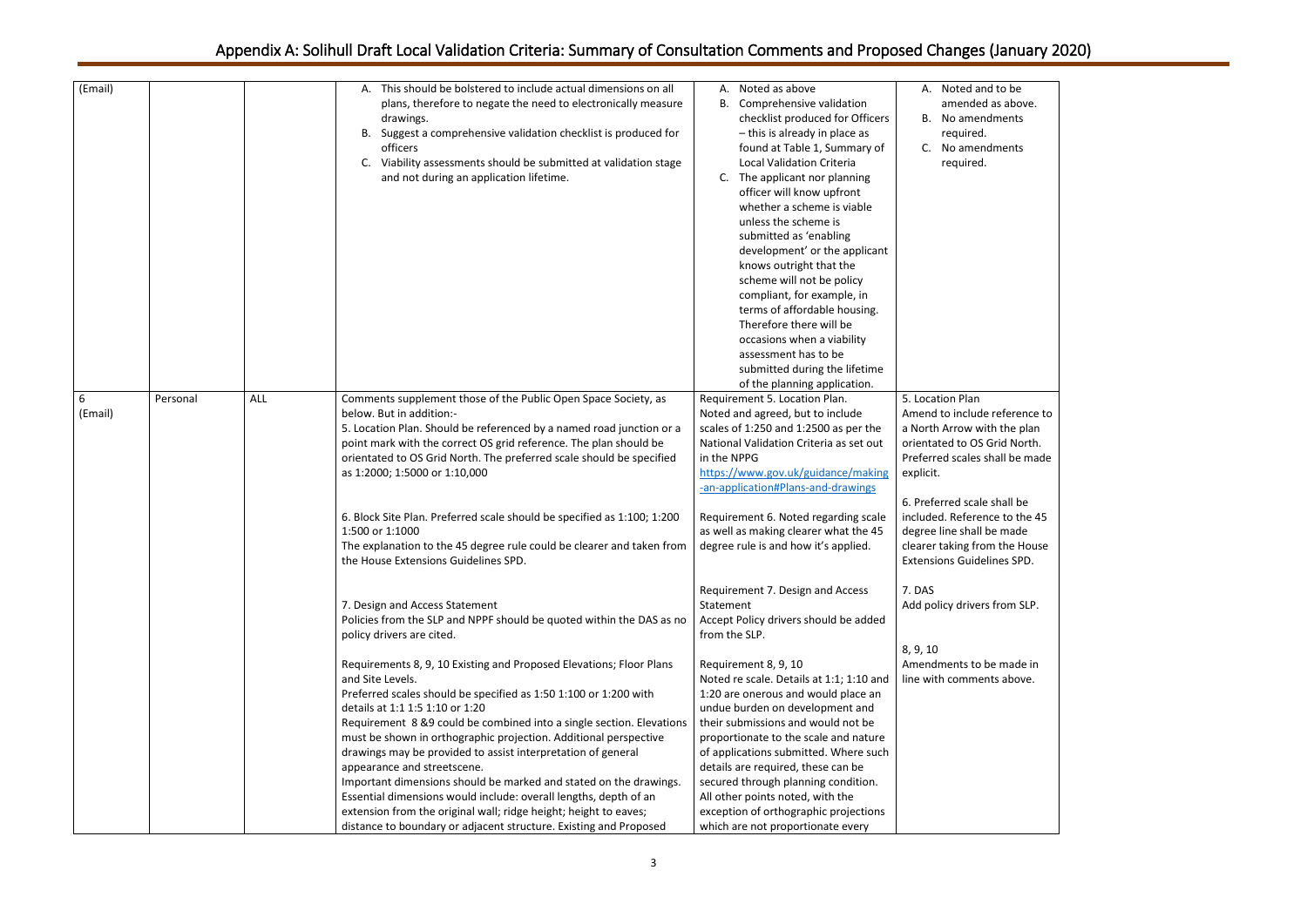# Appendix A: Solihull Draft Local Validation Criteria: Summary of Consultation Comments and Proposed Changes (January 2020)

| | | | | | |
|---|---|---|---|---|---|
| (Email) | | | A. This should be bolstered to include actual dimensions on all plans, therefore to negate the need to electronically measure drawings.<br>B. Suggest a comprehensive validation checklist is produced for officers<br>C. Viability assessments should be submitted at validation stage and not during an application lifetime. | A. Noted as above<br>B. Comprehensive validation checklist produced for Officers – this is already in place as found at Table 1, Summary of Local Validation Criteria<br>C. The applicant nor planning officer will know upfront whether a scheme is viable unless the scheme is submitted as 'enabling development' or the applicant knows outright that the scheme will not be policy compliant, for example, in terms of affordable housing. Therefore there will be occasions when a viability assessment has to be submitted during the lifetime of the planning application. | A. Noted and to be amended as above.<br>B. No amendments required.<br>C. No amendments required. |
| 6 (Email) | Personal | ALL | Comments supplement those of the Public Open Space Society, as below. But in addition:-<br>5. Location Plan. Should be referenced by a named road junction or a point mark with the correct OS grid reference. The plan should be orientated to OS Grid North. The preferred scale should be specified as 1:2000; 1:5000 or 1:10,000<br><br>6. Block Site Plan. Preferred scale should be specified as 1:100; 1:200 1:500 or 1:1000<br>The explanation to the 45 degree rule could be clearer and taken from the House Extensions Guidelines SPD.<br><br>7. Design and Access Statement<br>Policies from the SLP and NPPF should be quoted within the DAS as no policy drivers are cited.<br><br>Requirements 8, 9, 10 Existing and Proposed Elevations; Floor Plans and Site Levels.<br>Preferred scales should be specified as 1:50 1:100 or 1:200 with details at 1:1 1:5 1:10 or 1:20<br>Requirement 8 &9 could be combined into a single section. Elevations must be shown in orthographic projection. Additional perspective drawings may be provided to assist interpretation of general appearance and streetscene.<br>Important dimensions should be marked and stated on the drawings. Essential dimensions would include: overall lengths, depth of an extension from the original wall; ridge height; height to eaves; distance to boundary or adjacent structure. Existing and Proposed | Requirement 5. Location Plan.<br>Noted and agreed, but to include scales of 1:250 and 1:2500 as per the National Validation Criteria as set out in the NPPG<br>https://www.gov.uk/guidance/making-an-application#Plans-and-drawings<br><br>Requirement 6. Noted regarding scale as well as making clearer what the 45 degree rule is and how it's applied.<br><br>Requirement 7. Design and Access Statement<br>Accept Policy drivers should be added from the SLP.<br><br>Requirement 8, 9, 10<br>Noted re scale. Details at 1:1; 1:10 and 1:20 are onerous and would place an undue burden on development and their submissions and would not be proportionate to the scale and nature of applications submitted. Where such details are required, these can be secured through planning condition. All other points noted, with the exception of orthographic projections which are not proportionate every | 5. Location Plan<br>Amend to include reference to a North Arrow with the plan orientated to OS Grid North. Preferred scales shall be made explicit.<br><br>6. Preferred scale shall be included. Reference to the 45 degree line shall be made clearer taking from the House Extensions Guidelines SPD.<br><br>7. DAS<br>Add policy drivers from SLP.<br><br>8, 9, 10<br>Amendments to be made in line with comments above. |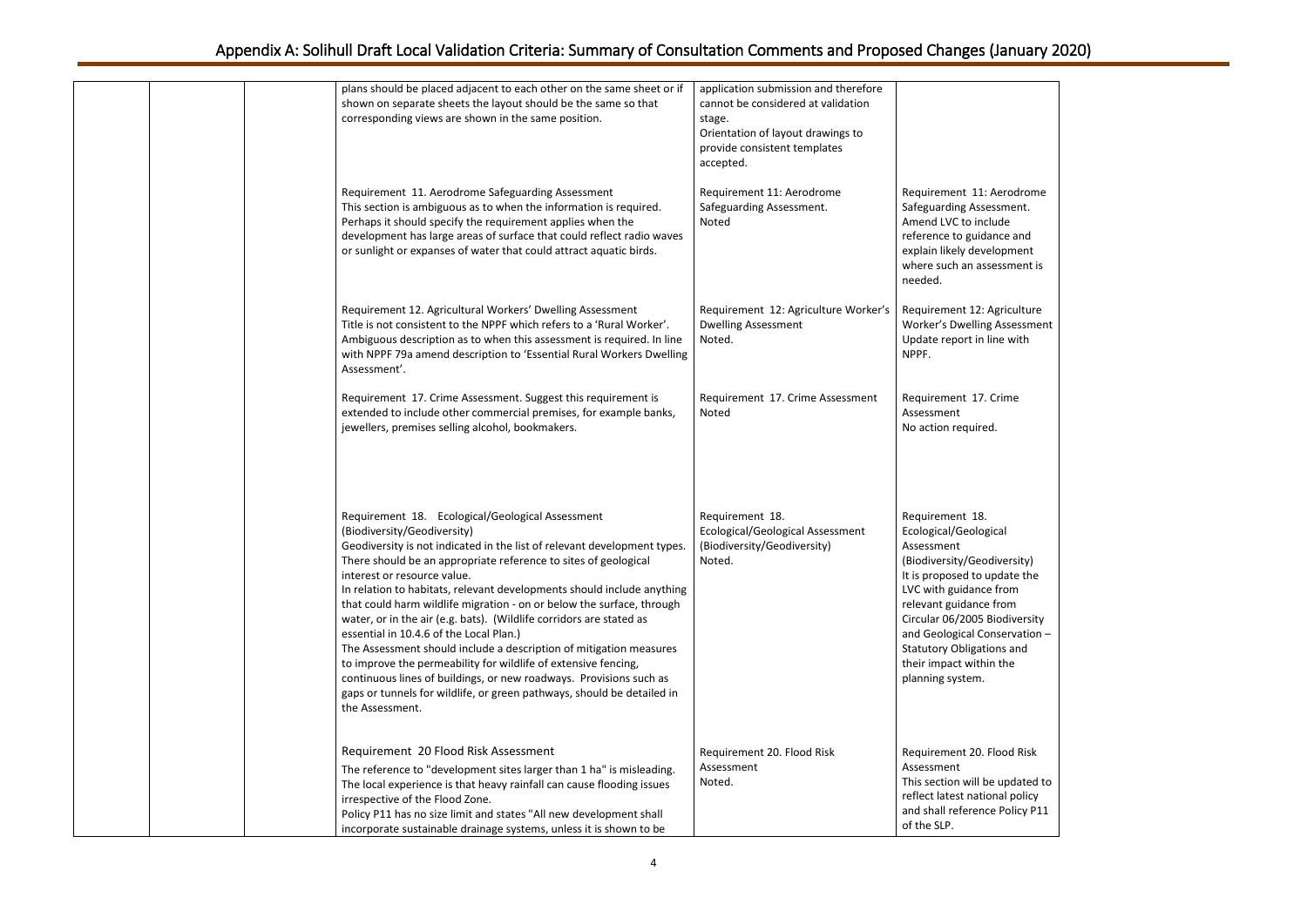| | | | Comment | Response | Proposed Change |
|---|---|---|---|---|---|
| | | | plans should be placed adjacent to each other on the same sheet or if shown on separate sheets the layout should be the same so that corresponding views are shown in the same position. | application submission and therefore cannot be considered at validation stage.<br>Orientation of layout drawings to provide consistent templates accepted. | |
| | | | Requirement 11. Aerodrome Safeguarding Assessment<br>This section is ambiguous as to when the information is required. Perhaps it should specify the requirement applies when the development has large areas of surface that could reflect radio waves or sunlight or expanses of water that could attract aquatic birds. | Requirement 11: Aerodrome Safeguarding Assessment.<br>Noted | Requirement 11: Aerodrome Safeguarding Assessment.<br>Amend LVC to include reference to guidance and explain likely development where such an assessment is needed. |
| | | | Requirement 12. Agricultural Workers' Dwelling Assessment<br>Title is not consistent to the NPPF which refers to a 'Rural Worker'. Ambiguous description as to when this assessment is required. In line with NPPF 79a amend description to 'Essential Rural Workers Dwelling Assessment'. | Requirement 12: Agriculture Worker's Dwelling Assessment<br>Noted. | Requirement 12: Agriculture Worker's Dwelling Assessment<br>Update report in line with NPPF. |
| | | | Requirement 17. Crime Assessment. Suggest this requirement is extended to include other commercial premises, for example banks, jewellers, premises selling alcohol, bookmakers. | Requirement 17. Crime Assessment<br>Noted | Requirement 17. Crime Assessment<br>No action required. |
| | | | Requirement 18. Ecological/Geological Assessment (Biodiversity/Geodiversity)<br>Geodiversity is not indicated in the list of relevant development types. There should be an appropriate reference to sites of geological interest or resource value.<br>In relation to habitats, relevant developments should include anything that could harm wildlife migration - on or below the surface, through water, or in the air (e.g. bats). (Wildlife corridors are stated as essential in 10.4.6 of the Local Plan.)<br>The Assessment should include a description of mitigation measures to improve the permeability for wildlife of extensive fencing, continuous lines of buildings, or new roadways. Provisions such as gaps or tunnels for wildlife, or green pathways, should be detailed in the Assessment. | Requirement 18.<br>Ecological/Geological Assessment (Biodiversity/Geodiversity)<br>Noted. | Requirement 18.<br>Ecological/Geological Assessment (Biodiversity/Geodiversity)<br>It is proposed to update the LVC with guidance from relevant guidance from Circular 06/2005 Biodiversity and Geological Conservation – Statutory Obligations and their impact within the planning system. |
| | | | Requirement 20 Flood Risk Assessment<br>The reference to "development sites larger than 1 ha" is misleading. The local experience is that heavy rainfall can cause flooding issues irrespective of the Flood Zone.<br>Policy P11 has no size limit and states "All new development shall incorporate sustainable drainage systems, unless it is shown to be | Requirement 20. Flood Risk Assessment<br>Noted. | Requirement 20. Flood Risk Assessment<br>This section will be updated to reflect latest national policy and shall reference Policy P11 of the SLP. |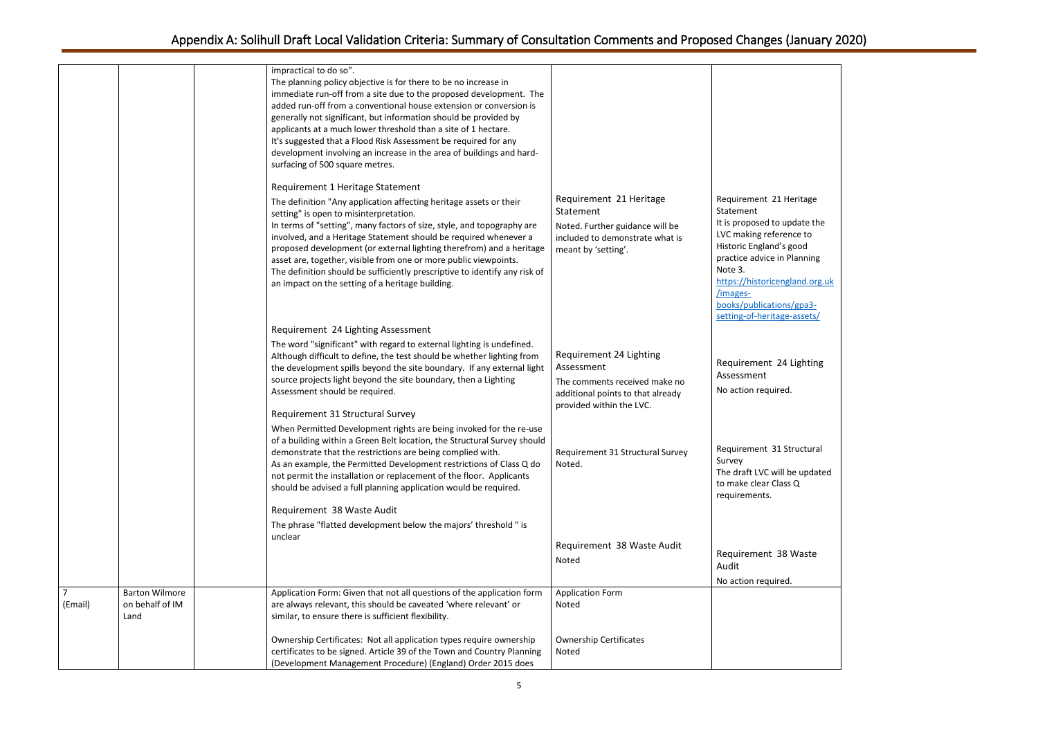# Appendix A: Solihull Draft Local Validation Criteria: Summary of Consultation Comments and Proposed Changes (January 2020)

| | | | | | |
|---|---|---|---|---|---|
| | | | impractical to do so".<br>The planning policy objective is for there to be no increase in immediate run-off from a site due to the proposed development. The added run-off from a conventional house extension or conversion is generally not significant, but information should be provided by applicants at a much lower threshold than a site of 1 hectare.<br>It's suggested that a Flood Risk Assessment be required for any development involving an increase in the area of buildings and hard-surfacing of 500 square metres.<br><br>Requirement 1 Heritage Statement<br>The definition "Any application affecting heritage assets or their setting" is open to misinterpretation.<br>In terms of "setting", many factors of size, style, and topography are involved, and a Heritage Statement should be required whenever a proposed development (or external lighting therefrom) and a heritage asset are, together, visible from one or more public viewpoints.<br>The definition should be sufficiently prescriptive to identify any risk of an impact on the setting of a heritage building.<br><br>Requirement 24 Lighting Assessment<br>The word "significant" with regard to external lighting is undefined. Although difficult to define, the test should be whether lighting from the development spills beyond the site boundary. If any external light source projects light beyond the site boundary, then a Lighting Assessment should be required.<br><br>Requirement 31 Structural Survey<br>When Permitted Development rights are being invoked for the re-use of a building within a Green Belt location, the Structural Survey should demonstrate that the restrictions are being complied with.<br>As an example, the Permitted Development restrictions of Class Q do not permit the installation or replacement of the floor. Applicants should be advised a full planning application would be required.<br><br>Requirement 38 Waste Audit<br>The phrase "flatted development below the majors' threshold " is unclear | Requirement 21 Heritage Statement<br>Noted. Further guidance will be included to demonstrate what is meant by 'setting'.<br><br>Requirement 24 Lighting Assessment<br>The comments received make no additional points to that already provided within the LVC.<br><br>Requirement 31 Structural Survey<br>Noted.<br><br>Requirement 38 Waste Audit<br>Noted | Requirement 21 Heritage Statement<br>It is proposed to update the LVC making reference to Historic England's good practice advice in Planning Note 3.<br>[https://historicengland.org.uk/images-books/publications/gpa3-setting-of-heritage-assets/](https://historicengland.org.uk/images-books/publications/gpa3-setting-of-heritage-assets/)<br><br>Requirement 24 Lighting Assessment<br>No action required.<br><br>Requirement 31 Structural Survey<br>The draft LVC will be updated to make clear Class Q requirements.<br><br>Requirement 38 Waste Audit<br>No action required. |
| 7 (Email) | Barton Wilmore on behalf of IM Land | | Application Form: Given that not all questions of the application form are always relevant, this should be caveated 'where relevant' or similar, to ensure there is sufficient flexibility.<br><br>Ownership Certificates: Not all application types require ownership certificates to be signed. Article 39 of the Town and Country Planning (Development Management Procedure) (England) Order 2015 does | Application Form<br>Noted<br><br>Ownership Certificates<br>Noted | |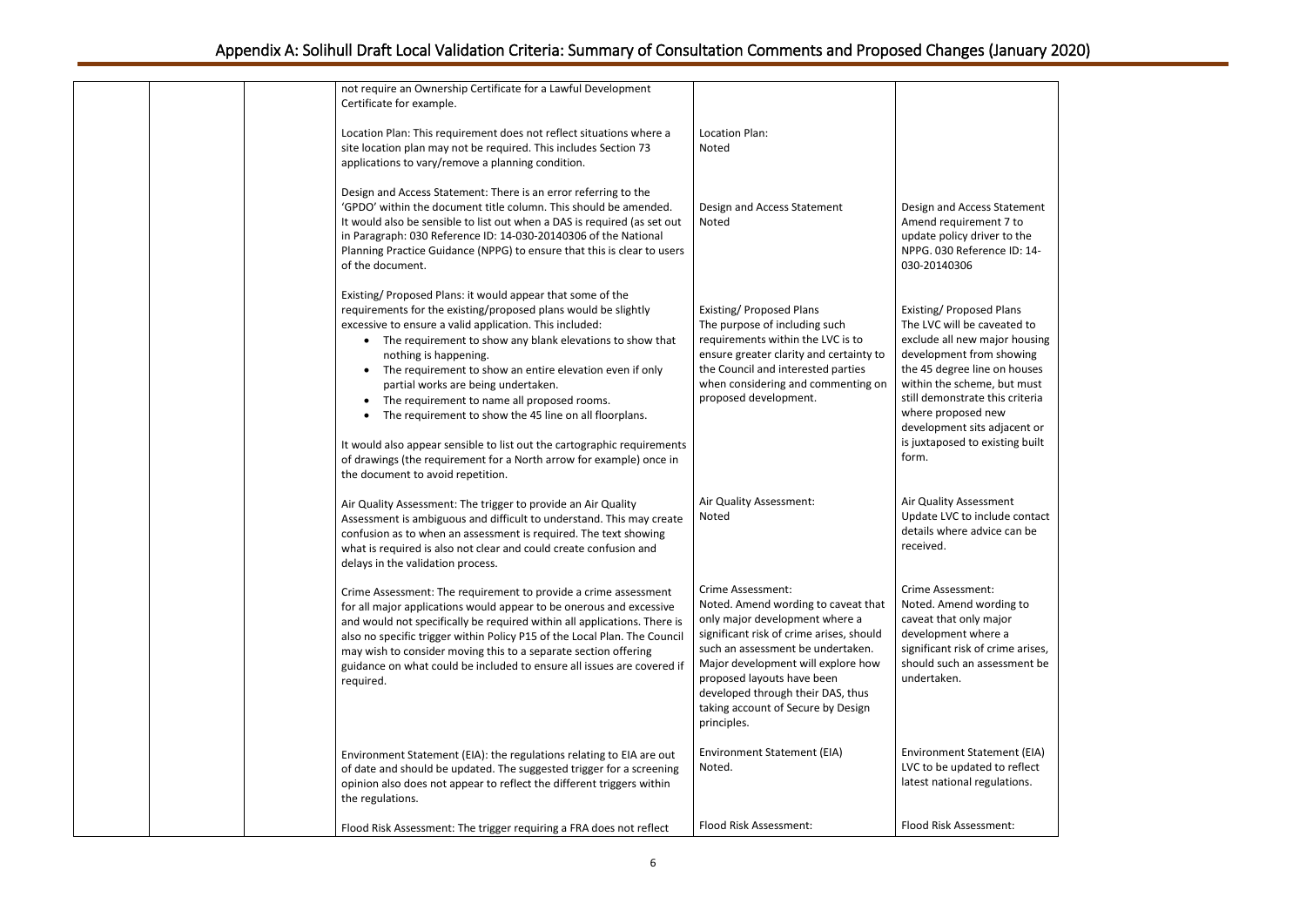| | | | | | |
|---|---|---|---|---|---|
| | | | not require an Ownership Certificate for a Lawful Development Certificate for example.<br><br>Location Plan: This requirement does not reflect situations where a site location plan may not be required. This includes Section 73 applications to vary/remove a planning condition.<br><br>Design and Access Statement: There is an error referring to the 'GPDO' within the document title column. This should be amended. It would also be sensible to list out when a DAS is required (as set out in Paragraph: 030 Reference ID: 14-030-20140306 of the National Planning Practice Guidance (NPPG) to ensure that this is clear to users of the document.<br><br>Existing/ Proposed Plans: it would appear that some of the requirements for the existing/proposed plans would be slightly excessive to ensure a valid application. This included:<br>• The requirement to show any blank elevations to show that nothing is happening.<br>• The requirement to show an entire elevation even if only partial works are being undertaken.<br>• The requirement to name all proposed rooms.<br>• The requirement to show the 45 line on all floorplans.<br><br>It would also appear sensible to list out the cartographic requirements of drawings (the requirement for a North arrow for example) once in the document to avoid repetition.<br><br>Air Quality Assessment: The trigger to provide an Air Quality Assessment is ambiguous and difficult to understand. This may create confusion as to when an assessment is required. The text showing what is required is also not clear and could create confusion and delays in the validation process.<br><br>Crime Assessment: The requirement to provide a crime assessment for all major applications would appear to be onerous and excessive and would not specifically be required within all applications. There is also no specific trigger within Policy P15 of the Local Plan. The Council may wish to consider moving this to a separate section offering guidance on what could be included to ensure all issues are covered if required.<br><br>Environment Statement (EIA): the regulations relating to EIA are out of date and should be updated. The suggested trigger for a screening opinion also does not appear to reflect the different triggers within the regulations.<br><br>Flood Risk Assessment: The trigger requiring a FRA does not reflect | Location Plan:<br>Noted<br><br>Design and Access Statement<br>Noted<br><br>Existing/ Proposed Plans<br>The purpose of including such requirements within the LVC is to ensure greater clarity and certainty to the Council and interested parties when considering and commenting on proposed development.<br><br>Air Quality Assessment:<br>Noted<br><br>Crime Assessment:<br>Noted. Amend wording to caveat that only major development where a significant risk of crime arises, should such an assessment be undertaken. Major development will explore how proposed layouts have been developed through their DAS, thus taking account of Secure by Design principles.<br><br>Environment Statement (EIA)<br>Noted.<br><br>Flood Risk Assessment: | Design and Access Statement<br>Amend requirement 7 to update policy driver to the NPPG. 030 Reference ID: 14-030-20140306<br><br>Existing/ Proposed Plans<br>The LVC will be caveated to exclude all new major housing development from showing the 45 degree line on houses within the scheme, but must still demonstrate this criteria where proposed new development sits adjacent or is juxtaposed to existing built form.<br><br>Air Quality Assessment<br>Update LVC to include contact details where advice can be received.<br><br>Crime Assessment:<br>Noted. Amend wording to caveat that only major development where a significant risk of crime arises, should such an assessment be undertaken.<br><br>Environment Statement (EIA)<br>LVC to be updated to reflect latest national regulations.<br><br>Flood Risk Assessment: |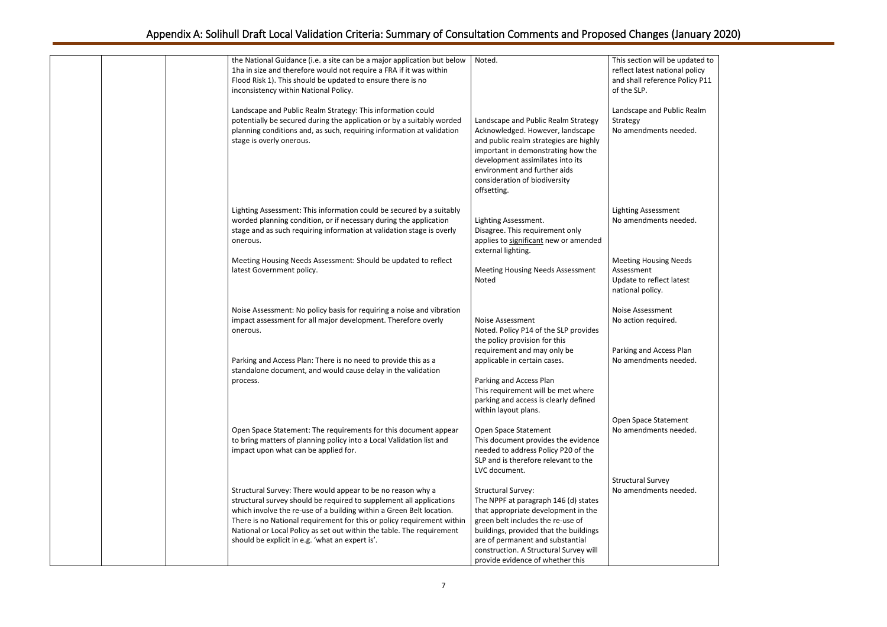# Appendix A: Solihull Draft Local Validation Criteria: Summary of Consultation Comments and Proposed Changes (January 2020)

| | | | | | |
|---|---|---|---|---|---|
| | | | the National Guidance (i.e. a site can be a major application but below 1ha in size and therefore would not require a FRA if it was within Flood Risk 1). This should be updated to ensure there is no inconsistency within National Policy. | Noted. | This section will be updated to reflect latest national policy and shall reference Policy P11 of the SLP. |
| | | | Landscape and Public Realm Strategy: This information could potentially be secured during the application or by a suitably worded planning conditions and, as such, requiring information at validation stage is overly onerous. | Landscape and Public Realm Strategy Acknowledged. However, landscape and public realm strategies are highly important in demonstrating how the development assimilates into its environment and further aids consideration of biodiversity offsetting. | Landscape and Public Realm Strategy No amendments needed. |
| | | | Lighting Assessment: This information could be secured by a suitably worded planning condition, or if necessary during the application stage and as such requiring information at validation stage is overly onerous. | Lighting Assessment. Disagree. This requirement only applies to significant new or amended external lighting. | Lighting Assessment No amendments needed. |
| | | | Meeting Housing Needs Assessment: Should be updated to reflect latest Government policy. | Meeting Housing Needs Assessment Noted | Meeting Housing Needs Assessment Update to reflect latest national policy. |
| | | | Noise Assessment: No policy basis for requiring a noise and vibration impact assessment for all major development. Therefore overly onerous. | Noise Assessment Noted. Policy P14 of the SLP provides the policy provision for this requirement and may only be applicable in certain cases. | Noise Assessment No action required. |
| | | | Parking and Access Plan: There is no need to provide this as a standalone document, and would cause delay in the validation process. | Parking and Access Plan This requirement will be met where parking and access is clearly defined within layout plans. | Parking and Access Plan No amendments needed. |
| | | | Open Space Statement: The requirements for this document appear to bring matters of planning policy into a Local Validation list and impact upon what can be applied for. | Open Space Statement This document provides the evidence needed to address Policy P20 of the SLP and is therefore relevant to the LVC document. | Open Space Statement No amendments needed. |
| | | | Structural Survey: There would appear to be no reason why a structural survey should be required to supplement all applications which involve the re-use of a building within a Green Belt location. There is no National requirement for this or policy requirement within National or Local Policy as set out within the table. The requirement should be explicit in e.g. 'what an expert is'. | Structural Survey: The NPPF at paragraph 146 (d) states that appropriate development in the green belt includes the re-use of buildings, provided that the buildings are of permanent and substantial construction. A Structural Survey will provide evidence of whether this | Structural Survey No amendments needed. |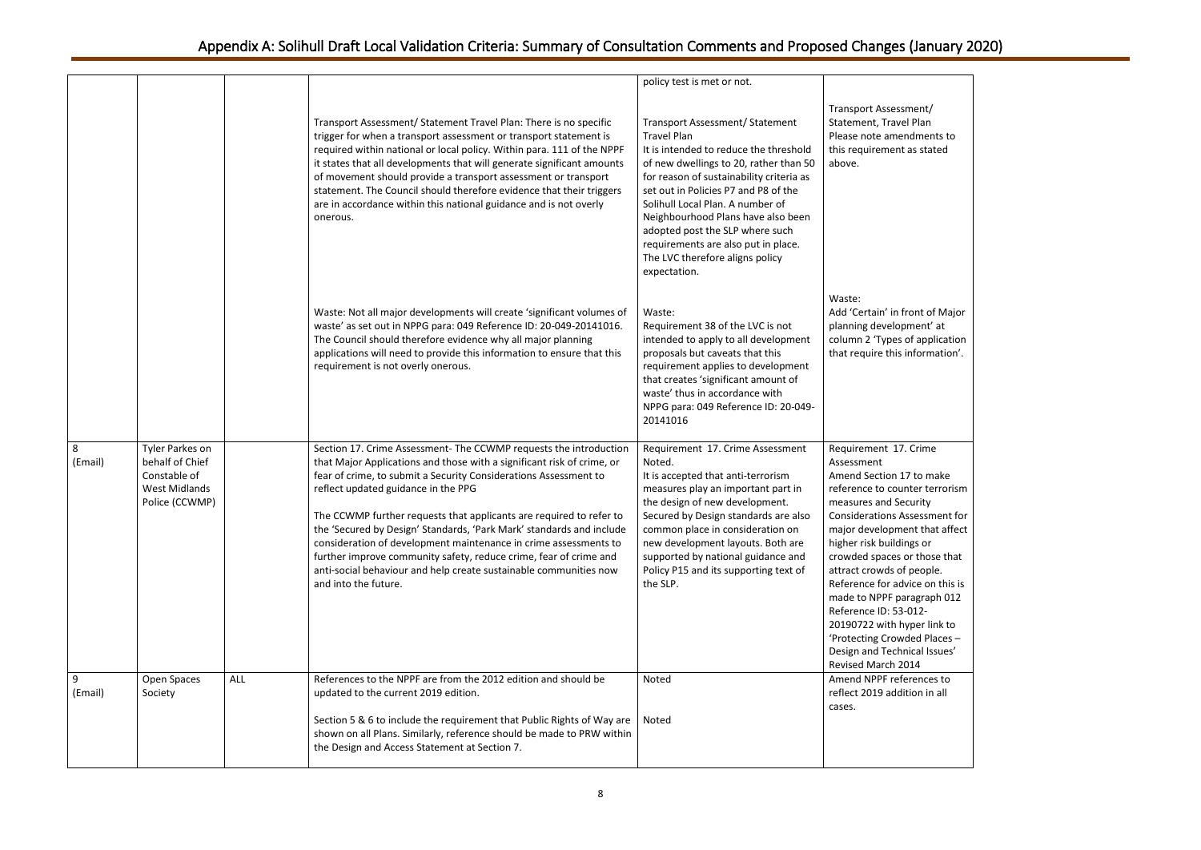# Appendix A: Solihull Draft Local Validation Criteria: Summary of Consultation Comments and Proposed Changes (January 2020)

| | | | | | |
|---|---|---|---|---|---|
| | | | | policy test is met or not. | |
| | | | Transport Assessment/ Statement Travel Plan: There is no specific trigger for when a transport assessment or transport statement is required within national or local policy. Within para. 111 of the NPPF it states that all developments that will generate significant amounts of movement should provide a transport assessment or transport statement. The Council should therefore evidence that their triggers are in accordance within this national guidance and is not overly onerous. | Transport Assessment/ Statement Travel Plan<br>It is intended to reduce the threshold of new dwellings to 20, rather than 50 for reason of sustainability criteria as set out in Policies P7 and P8 of the Solihull Local Plan. A number of Neighbourhood Plans have also been adopted post the SLP where such requirements are also put in place. The LVC therefore aligns policy expectation. | Transport Assessment/ Statement, Travel Plan<br>Please note amendments to this requirement as stated above. |
| | | | Waste: Not all major developments will create 'significant volumes of waste' as set out in NPPG para: 049 Reference ID: 20-049-20141016. The Council should therefore evidence why all major planning applications will need to provide this information to ensure that this requirement is not overly onerous. | Waste:<br>Requirement 38 of the LVC is not intended to apply to all development proposals but caveats that this requirement applies to development that creates 'significant amount of waste' thus in accordance with NPPG para: 049 Reference ID: 20-049-20141016 | Waste:<br>Add 'Certain' in front of Major planning development' at column 2 'Types of application that require this information'. |
| 8 (Email) | Tyler Parkes on behalf of Chief Constable of West Midlands Police (CCWMP) | | Section 17. Crime Assessment- The CCWMP requests the introduction that Major Applications and those with a significant risk of crime, or fear of crime, to submit a Security Considerations Assessment to reflect updated guidance in the PPG<br><br>The CCWMP further requests that applicants are required to refer to the 'Secured by Design' Standards, 'Park Mark' standards and include consideration of development maintenance in crime assessments to further improve community safety, reduce crime, fear of crime and anti-social behaviour and help create sustainable communities now and into the future. | Requirement 17. Crime Assessment<br>Noted.<br>It is accepted that anti-terrorism measures play an important part in the design of new development. Secured by Design standards are also common place in consideration on new development layouts. Both are supported by national guidance and Policy P15 and its supporting text of the SLP. | Requirement 17. Crime Assessment<br>Amend Section 17 to make reference to counter terrorism measures and Security Considerations Assessment for major development that affect higher risk buildings or crowded spaces or those that attract crowds of people. Reference for advice on this is made to NPPF paragraph 012 Reference ID: 53-012-20190722 with hyper link to 'Protecting Crowded Places – Design and Technical Issues' Revised March 2014 |
| 9 (Email) | Open Spaces Society | ALL | References to the NPPF are from the 2012 edition and should be updated to the current 2019 edition.<br><br>Section 5 & 6 to include the requirement that Public Rights of Way are shown on all Plans. Similarly, reference should be made to PRW within the Design and Access Statement at Section 7. | Noted<br><br>Noted | Amend NPPF references to reflect 2019 addition in all cases. |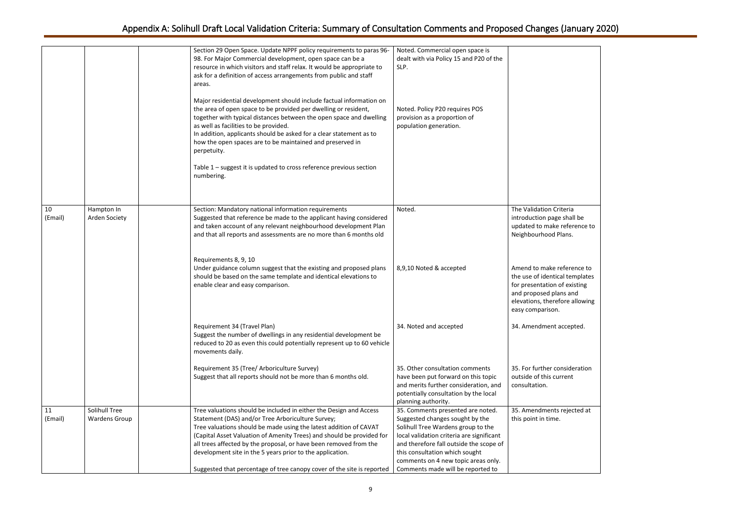| | | | | | |
|---|---|---|---|---|---|
| | | | Section 29 Open Space. Update NPPF policy requirements to paras 96-98. For Major Commercial development, open space can be a resource in which visitors and staff relax. It would be appropriate to ask for a definition of access arrangements from public and staff areas.<br><br>Major residential development should include factual information on the area of open space to be provided per dwelling or resident, together with typical distances between the open space and dwelling as well as facilities to be provided.<br>In addition, applicants should be asked for a clear statement as to how the open spaces are to be maintained and preserved in perpetuity.<br><br>Table 1 – suggest it is updated to cross reference previous section numbering. | Noted. Commercial open space is dealt with via Policy 15 and P20 of the SLP.<br><br>Noted. Policy P20 requires POS provision as a proportion of population generation. | |
| 10 (Email) | Hampton In Arden Society | | Section: Mandatory national information requirements<br>Suggested that reference be made to the applicant having considered and taken account of any relevant neighbourhood development Plan and that all reports and assessments are no more than 6 months old<br><br>Requirements 8, 9, 10<br>Under guidance column suggest that the existing and proposed plans should be based on the same template and identical elevations to enable clear and easy comparison.<br><br>Requirement 34 (Travel Plan)<br>Suggest the number of dwellings in any residential development be reduced to 20 as even this could potentially represent up to 60 vehicle movements daily.<br><br>Requirement 35 (Tree/ Arboriculture Survey)<br>Suggest that all reports should not be more than 6 months old. | Noted.<br><br>8,9,10 Noted & accepted<br><br>34. Noted and accepted<br><br>35. Other consultation comments have been put forward on this topic and merits further consideration, and potentially consultation by the local planning authority. | The Validation Criteria introduction page shall be updated to make reference to Neighbourhood Plans.<br><br>Amend to make reference to the use of identical templates for presentation of existing and proposed plans and elevations, therefore allowing easy comparison.<br><br>34. Amendment accepted.<br><br>35. For further consideration outside of this current consultation. |
| 11 (Email) | Solihull Tree Wardens Group | | Tree valuations should be included in either the Design and Access Statement (DAS) and/or Tree Arboriculture Survey;<br>Tree valuations should be made using the latest addition of CAVAT (Capital Asset Valuation of Amenity Trees) and should be provided for all trees affected by the proposal, or have been removed from the development site in the 5 years prior to the application.<br><br>Suggested that percentage of tree canopy cover of the site is reported | 35. Comments presented are noted. Suggested changes sought by the Solihull Tree Wardens group to the local validation criteria are significant and therefore fall outside the scope of this consultation which sought comments on 4 new topic areas only. Comments made will be reported to | 35. Amendments rejected at this point in time. |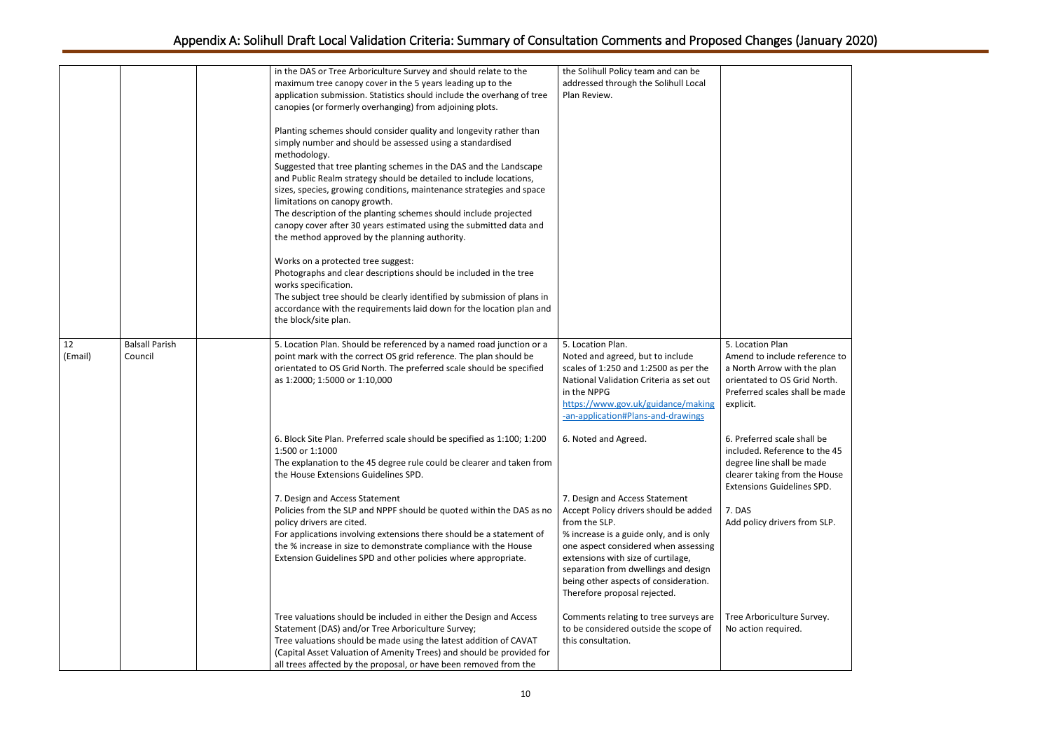| | | | | | |
|---|---|---|---|---|---|
| | | | in the DAS or Tree Arboriculture Survey and should relate to the maximum tree canopy cover in the 5 years leading up to the application submission. Statistics should include the overhang of tree canopies (or formerly overhanging) from adjoining plots.<br><br>Planting schemes should consider quality and longevity rather than simply number and should be assessed using a standardised methodology.<br>Suggested that tree planting schemes in the DAS and the Landscape and Public Realm strategy should be detailed to include locations, sizes, species, growing conditions, maintenance strategies and space limitations on canopy growth.<br>The description of the planting schemes should include projected canopy cover after 30 years estimated using the submitted data and the method approved by the planning authority.<br><br>Works on a protected tree suggest:<br>Photographs and clear descriptions should be included in the tree works specification.<br>The subject tree should be clearly identified by submission of plans in accordance with the requirements laid down for the location plan and the block/site plan. | the Solihull Policy team and can be addressed through the Solihull Local Plan Review. | |
| 12 (Email) | Balsall Parish Council | | 5. Location Plan. Should be referenced by a named road junction or a point mark with the correct OS grid reference. The plan should be orientated to OS Grid North. The preferred scale should be specified as 1:2000; 1:5000 or 1:10,000 | 5. Location Plan.<br>Noted and agreed, but to include scales of 1:250 and 1:2500 as per the National Validation Criteria as set out in the NPPG<br>https://www.gov.uk/guidance/making-an-application#Plans-and-drawings | 5. Location Plan<br>Amend to include reference to a North Arrow with the plan orientated to OS Grid North. Preferred scales shall be made explicit. |
| | | | 6. Block Site Plan. Preferred scale should be specified as 1:100; 1:200 1:500 or 1:1000<br>The explanation to the 45 degree rule could be clearer and taken from the House Extensions Guidelines SPD. | 6. Noted and Agreed. | 6. Preferred scale shall be included. Reference to the 45 degree line shall be made clearer taking from the House Extensions Guidelines SPD. |
| | | | 7. Design and Access Statement<br>Policies from the SLP and NPPF should be quoted within the DAS as no policy drivers are cited.<br>For applications involving extensions there should be a statement of the % increase in size to demonstrate compliance with the House Extension Guidelines SPD and other policies where appropriate. | 7. Design and Access Statement<br>Accept Policy drivers should be added from the SLP.<br>% increase is a guide only, and is only one aspect considered when assessing extensions with size of curtilage, separation from dwellings and design being other aspects of consideration. Therefore proposal rejected. | 7. DAS<br>Add policy drivers from SLP. |
| | | | Tree valuations should be included in either the Design and Access Statement (DAS) and/or Tree Arboriculture Survey;<br>Tree valuations should be made using the latest addition of CAVAT (Capital Asset Valuation of Amenity Trees) and should be provided for all trees affected by the proposal, or have been removed from the | Comments relating to tree surveys are to be considered outside the scope of this consultation. | Tree Arboriculture Survey.<br>No action required. |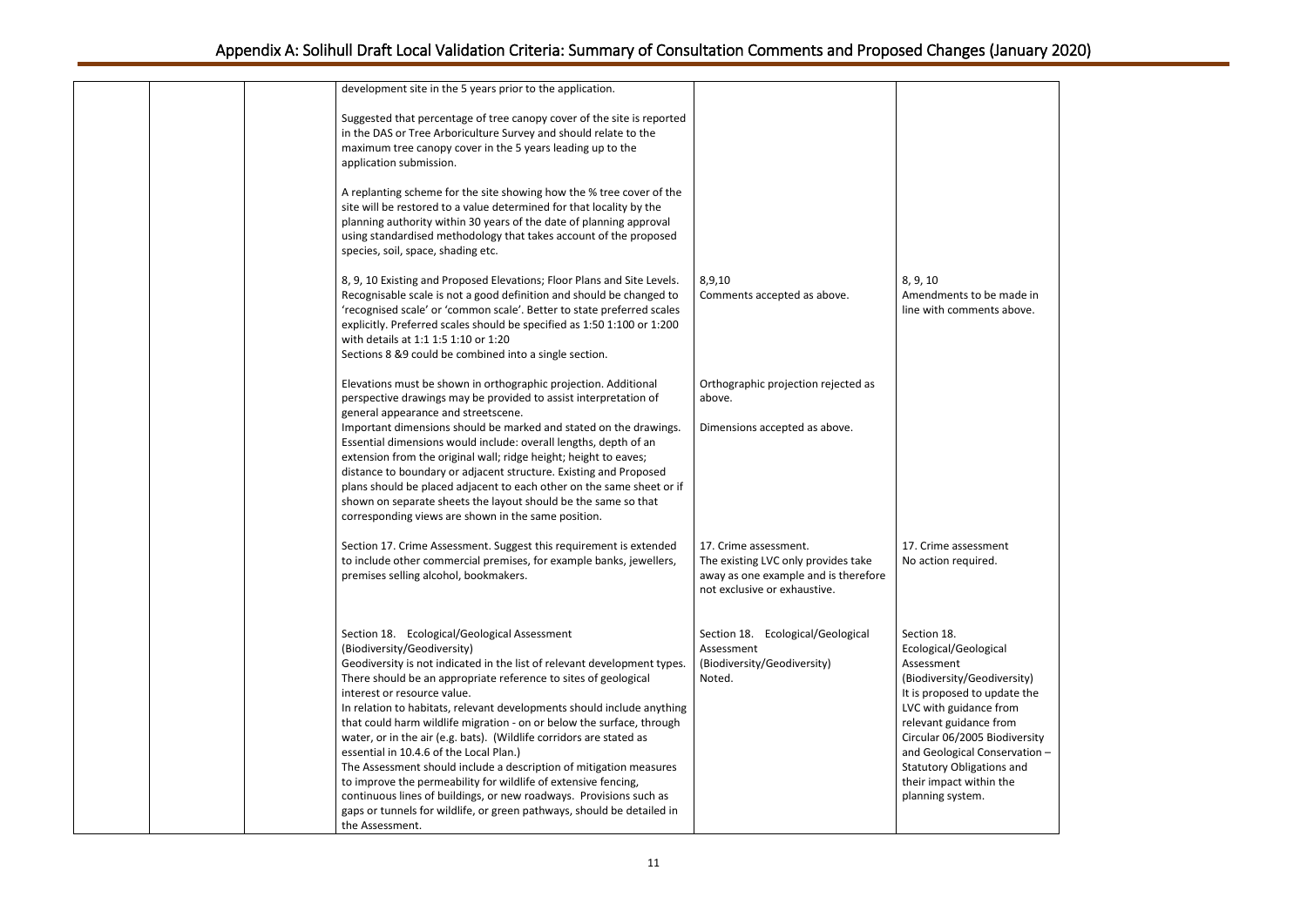# Appendix A: Solihull Draft Local Validation Criteria: Summary of Consultation Comments and Proposed Changes (January 2020)

| | | | | | |
|---|---|---|---|---|---|
| | | | development site in the 5 years prior to the application.<br><br>Suggested that percentage of tree canopy cover of the site is reported in the DAS or Tree Arboriculture Survey and should relate to the maximum tree canopy cover in the 5 years leading up to the application submission.<br><br>A replanting scheme for the site showing how the % tree cover of the site will be restored to a value determined for that locality by the planning authority within 30 years of the date of planning approval using standardised methodology that takes account of the proposed species, soil, space, shading etc. | | |
| | | | 8, 9, 10 Existing and Proposed Elevations; Floor Plans and Site Levels. Recognisable scale is not a good definition and should be changed to 'recognised scale' or 'common scale'. Better to state preferred scales explicitly. Preferred scales should be specified as 1:50 1:100 or 1:200 with details at 1:1 1:5 1:10 or 1:20<br>Sections 8 &9 could be combined into a single section. | 8,9,10<br>Comments accepted as above. | 8, 9, 10<br>Amendments to be made in line with comments above. |
| | | | Elevations must be shown in orthographic projection. Additional perspective drawings may be provided to assist interpretation of general appearance and streetscene.<br>Important dimensions should be marked and stated on the drawings. Essential dimensions would include: overall lengths, depth of an extension from the original wall; ridge height; height to eaves; distance to boundary or adjacent structure. Existing and Proposed plans should be placed adjacent to each other on the same sheet or if shown on separate sheets the layout should be the same so that corresponding views are shown in the same position. | Orthographic projection rejected as above.<br><br>Dimensions accepted as above. | |
| | | | Section 17. Crime Assessment. Suggest this requirement is extended to include other commercial premises, for example banks, jewellers, premises selling alcohol, bookmakers. | 17. Crime assessment.<br>The existing LVC only provides take away as one example and is therefore not exclusive or exhaustive. | 17. Crime assessment<br>No action required. |
| | | | Section 18. Ecological/Geological Assessment (Biodiversity/Geodiversity)<br>Geodiversity is not indicated in the list of relevant development types. There should be an appropriate reference to sites of geological interest or resource value.<br>In relation to habitats, relevant developments should include anything that could harm wildlife migration - on or below the surface, through water, or in the air (e.g. bats). (Wildlife corridors are stated as essential in 10.4.6 of the Local Plan.)<br>The Assessment should include a description of mitigation measures to improve the permeability for wildlife of extensive fencing, continuous lines of buildings, or new roadways. Provisions such as gaps or tunnels for wildlife, or green pathways, should be detailed in the Assessment. | Section 18. Ecological/Geological Assessment (Biodiversity/Geodiversity)<br>Noted. | Section 18. Ecological/Geological Assessment (Biodiversity/Geodiversity)<br>It is proposed to update the LVC with guidance from relevant guidance from Circular 06/2005 Biodiversity and Geological Conservation – Statutory Obligations and their impact within the planning system. |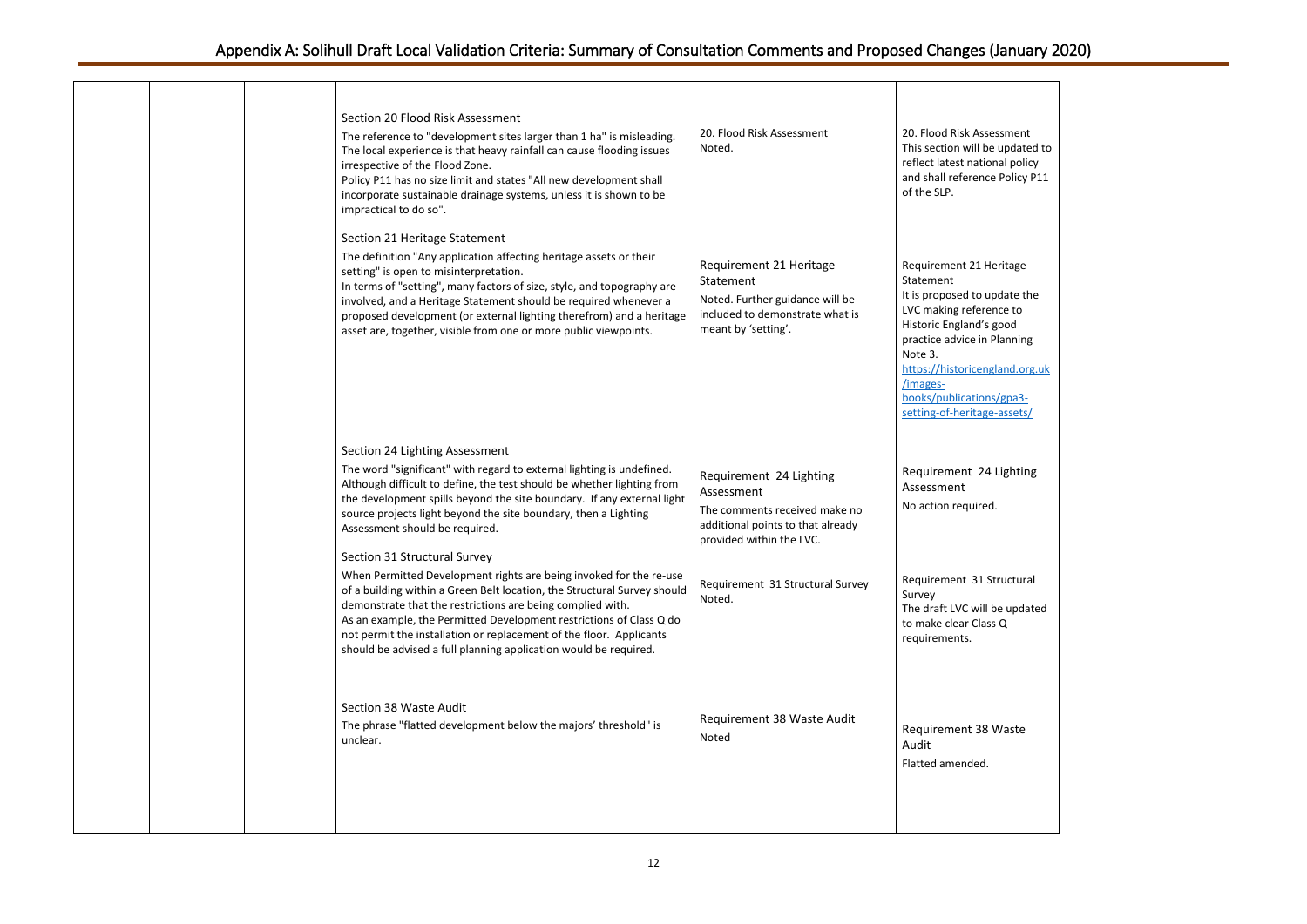# Appendix A: Solihull Draft Local Validation Criteria: Summary of Consultation Comments and Proposed Changes (January 2020)

| | | | | | |
|---|---|---|---|---|---|
| | | | Section 20 Flood Risk Assessment<br>The reference to "development sites larger than 1 ha" is misleading. The local experience is that heavy rainfall can cause flooding issues irrespective of the Flood Zone.<br>Policy P11 has no size limit and states "All new development shall incorporate sustainable drainage systems, unless it is shown to be impractical to do so". | 20. Flood Risk Assessment<br>Noted. | 20. Flood Risk Assessment<br>This section will be updated to reflect latest national policy and shall reference Policy P11 of the SLP. |
| | | | Section 21 Heritage Statement<br>The definition "Any application affecting heritage assets or their setting" is open to misinterpretation.<br>In terms of "setting", many factors of size, style, and topography are involved, and a Heritage Statement should be required whenever a proposed development (or external lighting therefrom) and a heritage asset are, together, visible from one or more public viewpoints. | Requirement 21 Heritage Statement<br>Noted. Further guidance will be included to demonstrate what is meant by 'setting'. | Requirement 21 Heritage Statement<br>It is proposed to update the LVC making reference to Historic England's good practice advice in Planning Note 3.<br>[https://historicengland.org.uk/images-books/publications/gpa3-setting-of-heritage-assets/](https://historicengland.org.uk/images-books/publications/gpa3-setting-of-heritage-assets/) |
| | | | Section 24 Lighting Assessment<br>The word "significant" with regard to external lighting is undefined. Although difficult to define, the test should be whether lighting from the development spills beyond the site boundary. If any external light source projects light beyond the site boundary, then a Lighting Assessment should be required. | Requirement 24 Lighting Assessment<br>The comments received make no additional points to that already provided within the LVC. | Requirement 24 Lighting Assessment<br>No action required. |
| | | | Section 31 Structural Survey<br>When Permitted Development rights are being invoked for the re-use of a building within a Green Belt location, the Structural Survey should demonstrate that the restrictions are being complied with.<br>As an example, the Permitted Development restrictions of Class Q do not permit the installation or replacement of the floor. Applicants should be advised a full planning application would be required. | Requirement 31 Structural Survey<br>Noted. | Requirement 31 Structural Survey<br>The draft LVC will be updated to make clear Class Q requirements. |
| | | | Section 38 Waste Audit<br>The phrase "flatted development below the majors' threshold" is unclear. | Requirement 38 Waste Audit<br>Noted | Requirement 38 Waste Audit<br>Flatted amended. |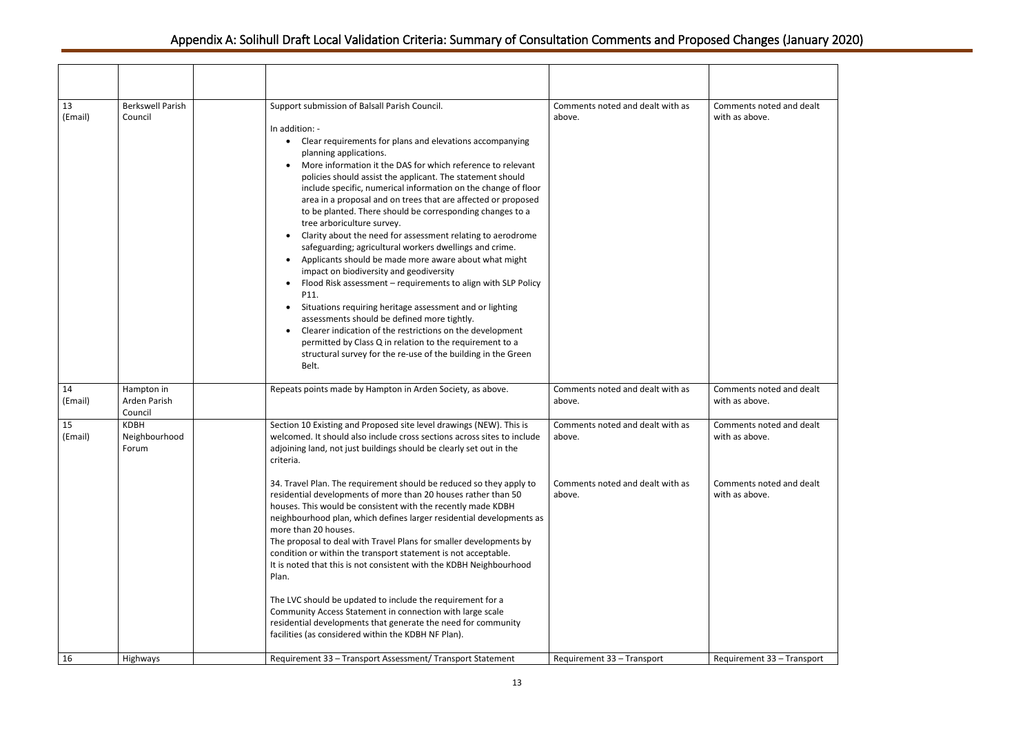# Appendix A: Solihull Draft Local Validation Criteria: Summary of Consultation Comments and Proposed Changes (January 2020)

| | | | | | |
|---|---|---|---|---|---|
| 13 (Email) | Berkswell Parish Council | | Support submission of Balsall Parish Council.<br><br>In addition: -<br>• Clear requirements for plans and elevations accompanying planning applications.<br>• More information it the DAS for which reference to relevant policies should assist the applicant. The statement should include specific, numerical information on the change of floor area in a proposal and on trees that are affected or proposed to be planted. There should be corresponding changes to a tree arboriculture survey.<br>• Clarity about the need for assessment relating to aerodrome safeguarding; agricultural workers dwellings and crime.<br>• Applicants should be made more aware about what might impact on biodiversity and geodiversity<br>• Flood Risk assessment – requirements to align with SLP Policy P11.<br>• Situations requiring heritage assessment and or lighting assessments should be defined more tightly.<br>• Clearer indication of the restrictions on the development permitted by Class Q in relation to the requirement to a structural survey for the re-use of the building in the Green Belt. | Comments noted and dealt with as above. | Comments noted and dealt with as above. |
| 14 (Email) | Hampton in Arden Parish Council | | Repeats points made by Hampton in Arden Society, as above. | Comments noted and dealt with as above. | Comments noted and dealt with as above. |
| 15 (Email) | KDBH Neighbourhood Forum | | Section 10 Existing and Proposed site level drawings (NEW). This is welcomed. It should also include cross sections across sites to include adjoining land, not just buildings should be clearly set out in the criteria. | Comments noted and dealt with as above. | Comments noted and dealt with as above. |
| | | | 34. Travel Plan. The requirement should be reduced so they apply to residential developments of more than 20 houses rather than 50 houses. This would be consistent with the recently made KDBH neighbourhood plan, which defines larger residential developments as more than 20 houses.<br>The proposal to deal with Travel Plans for smaller developments by condition or within the transport statement is not acceptable.<br>It is noted that this is not consistent with the KDBH Neighbourhood Plan.<br><br>The LVC should be updated to include the requirement for a Community Access Statement in connection with large scale residential developments that generate the need for community facilities (as considered within the KDBH NF Plan). | Comments noted and dealt with as above. | Comments noted and dealt with as above. |
| 16 | Highways | | Requirement 33 – Transport Assessment/ Transport Statement | Requirement 33 – Transport | Requirement 33 – Transport |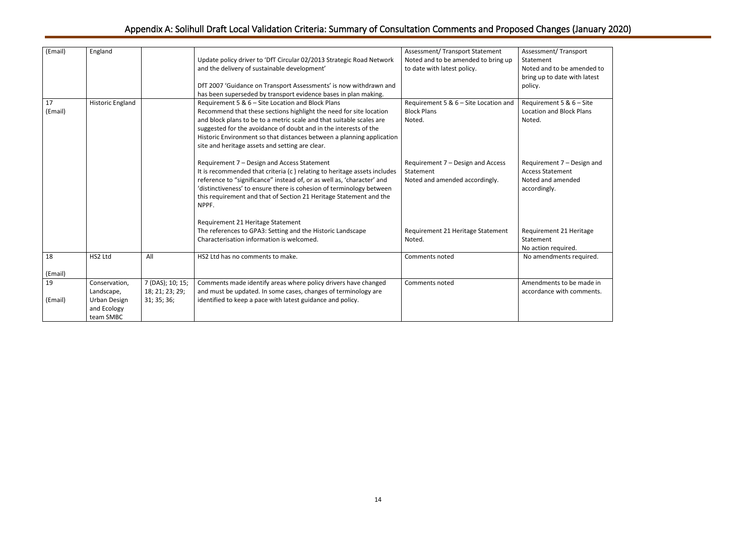# Appendix A: Solihull Draft Local Validation Criteria: Summary of Consultation Comments and Proposed Changes (January 2020)

| | | | | | |
|---|---|---|---|---|---|
| (Email) | England | | Update policy driver to 'DfT Circular 02/2013 Strategic Road Network and the delivery of sustainable development'<br><br>DfT 2007 'Guidance on Transport Assessments' is now withdrawn and has been superseded by transport evidence bases in plan making. | Assessment/ Transport Statement Noted and to be amended to bring up to date with latest policy. | Assessment/ Transport Statement Noted and to be amended to bring up to date with latest policy. |
| 17 (Email) | Historic England | | Requirement 5 & 6 – Site Location and Block Plans<br>Recommend that these sections highlight the need for site location and block plans to be to a metric scale and that suitable scales are suggested for the avoidance of doubt and in the interests of the Historic Environment so that distances between a planning application site and heritage assets and setting are clear.<br><br>Requirement 7 – Design and Access Statement<br>It is recommended that criteria (c ) relating to heritage assets includes reference to "significance" instead of, or as well as, 'character' and 'distinctiveness' to ensure there is cohesion of terminology between this requirement and that of Section 21 Heritage Statement and the NPPF.<br><br>Requirement 21 Heritage Statement<br>The references to GPA3: Setting and the Historic Landscape Characterisation information is welcomed. | Requirement 5 & 6 – Site Location and Block Plans<br>Noted.<br><br>Requirement 7 – Design and Access Statement<br>Noted and amended accordingly.<br><br>Requirement 21 Heritage Statement<br>Noted. | Requirement 5 & 6 – Site Location and Block Plans<br>Noted.<br><br>Requirement 7 – Design and Access Statement<br>Noted and amended accordingly.<br><br>Requirement 21 Heritage Statement<br>No action required. |
| 18 (Email) | HS2 Ltd | All | HS2 Ltd has no comments to make. | Comments noted | No amendments required. |
| 19 (Email) | Conservation, Landscape, Urban Design and Ecology team SMBC | 7 (DAS); 10; 15; 18; 21; 23; 29; 31; 35; 36; | Comments made identify areas where policy drivers have changed and must be updated. In some cases, changes of terminology are identified to keep a pace with latest guidance and policy. | Comments noted | Amendments to be made in accordance with comments. |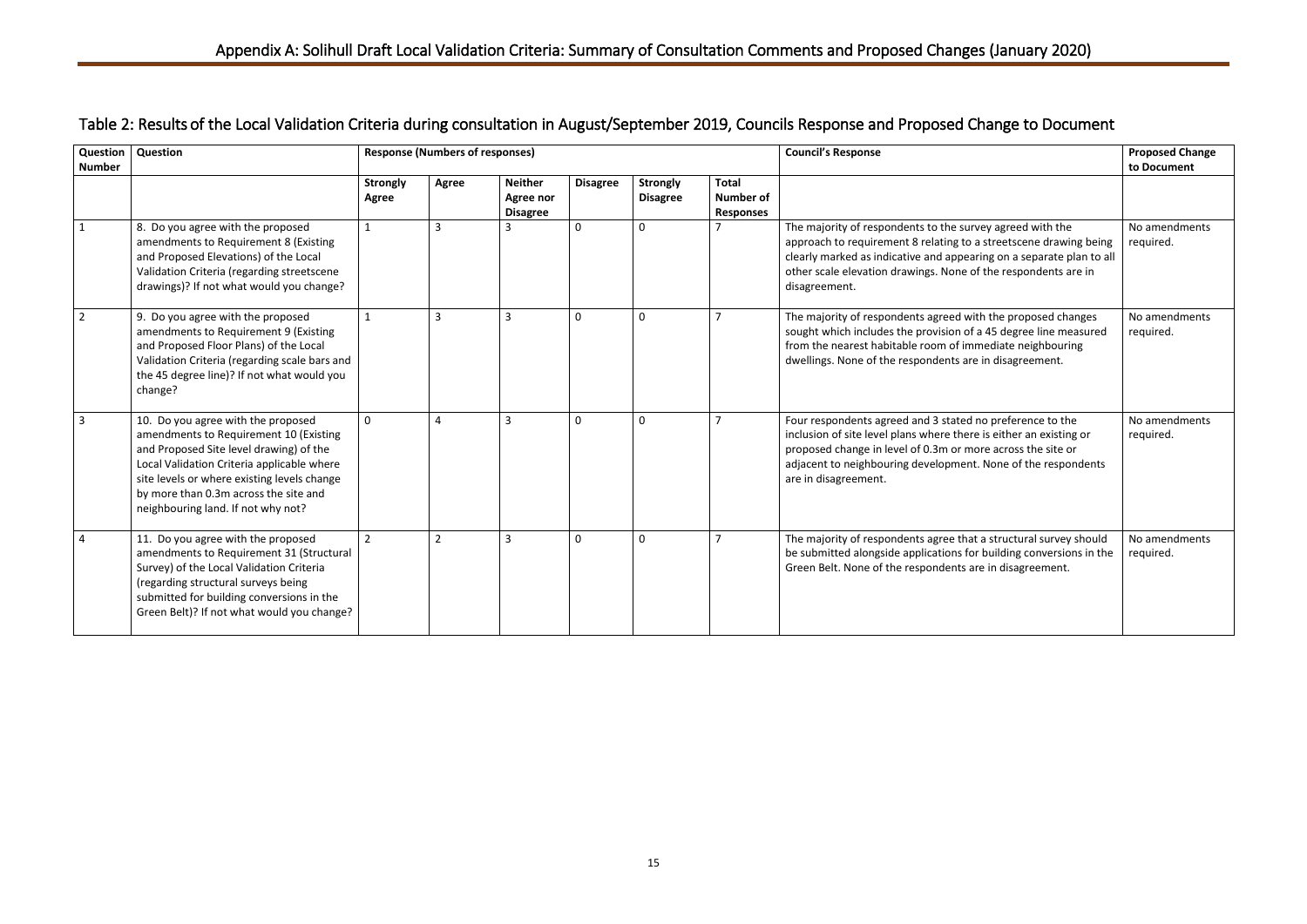# Appendix A: Solihull Draft Local Validation Criteria: Summary of Consultation Comments and Proposed Changes (January 2020)

## Table 2: Results of the Local Validation Criteria during consultation in August/September 2019, Councils Response and Proposed Change to Document

| Question Number | Question | Response (Numbers of responses) | | | | | | Council's Response | Proposed Change to Document |
|---|---|---|---|---|---|---|---|---|---|
| | | Strongly Agree | Agree | Neither Agree nor Disagree | Disagree | Strongly Disagree | Total Number of Responses | | |
| 1 | 8. Do you agree with the proposed amendments to Requirement 8 (Existing and Proposed Elevations) of the Local Validation Criteria (regarding streetscene drawings)? If not what would you change? | 1 | 3 | 3 | 0 | 0 | 7 | The majority of respondents to the survey agreed with the approach to requirement 8 relating to a streetscene drawing being clearly marked as indicative and appearing on a separate plan to all other scale elevation drawings. None of the respondents are in disagreement. | No amendments required. |
| 2 | 9. Do you agree with the proposed amendments to Requirement 9 (Existing and Proposed Floor Plans) of the Local Validation Criteria (regarding scale bars and the 45 degree line)? If not what would you change? | 1 | 3 | 3 | 0 | 0 | 7 | The majority of respondents agreed with the proposed changes sought which includes the provision of a 45 degree line measured from the nearest habitable room of immediate neighbouring dwellings. None of the respondents are in disagreement. | No amendments required. |
| 3 | 10. Do you agree with the proposed amendments to Requirement 10 (Existing and Proposed Site level drawing) of the Local Validation Criteria applicable where site levels or where existing levels change by more than 0.3m across the site and neighbouring land. If not why not? | 0 | 4 | 3 | 0 | 0 | 7 | Four respondents agreed and 3 stated no preference to the inclusion of site level plans where there is either an existing or proposed change in level of 0.3m or more across the site or adjacent to neighbouring development. None of the respondents are in disagreement. | No amendments required. |
| 4 | 11. Do you agree with the proposed amendments to Requirement 31 (Structural Survey) of the Local Validation Criteria (regarding structural surveys being submitted for building conversions in the Green Belt)? If not what would you change? | 2 | 2 | 3 | 0 | 0 | 7 | The majority of respondents agree that a structural survey should be submitted alongside applications for building conversions in the Green Belt. None of the respondents are in disagreement. | No amendments required. |